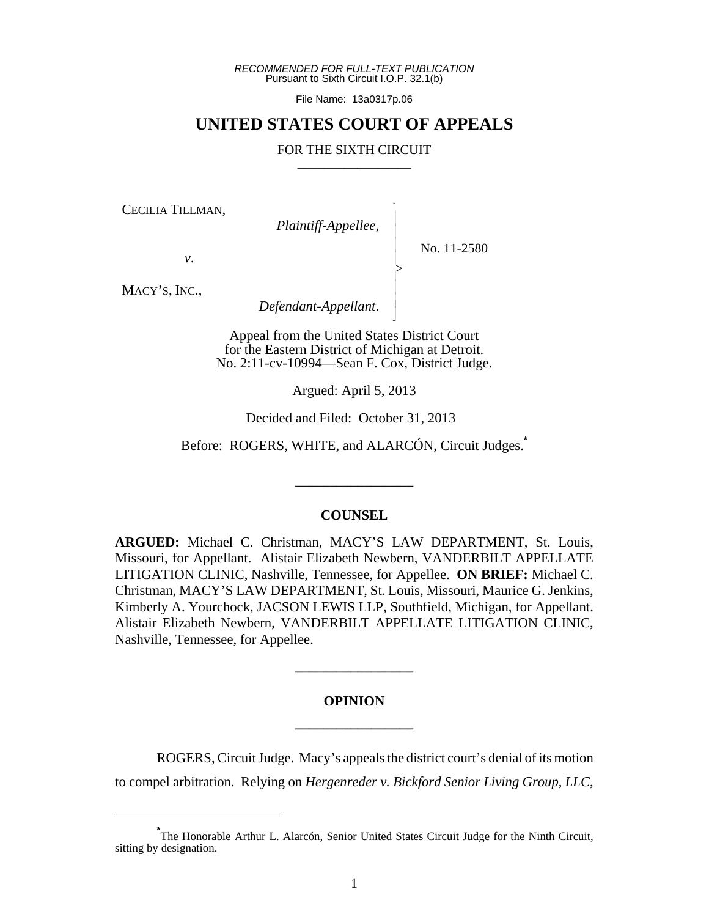*RECOMMENDED FOR FULL-TEXT PUBLICATION*
Pursuant to Sixth Circuit I.O.P. 32.1(b)

File Name: 13a0317p.06

# UNITED STATES COURT OF APPEALS

FOR THE SIXTH CIRCUIT

---

CECILIA TILLMAN,
*Plaintiff-Appellee*,

*v*.

MACY'S, INC.,
*Defendant-Appellant*.

No. 11-2580

Appeal from the United States District Court for the Eastern District of Michigan at Detroit.
No. 2:11-cv-10994—Sean F. Cox, District Judge.

Argued: April 5, 2013

Decided and Filed: October 31, 2013

Before: ROGERS, WHITE, and ALARCÓN, Circuit Judges.*

---

## COUNSEL

**ARGUED:** Michael C. Christman, MACY'S LAW DEPARTMENT, St. Louis, Missouri, for Appellant. Alistair Elizabeth Newbern, VANDERBILT APPELLATE LITIGATION CLINIC, Nashville, Tennessee, for Appellee. **ON BRIEF:** Michael C. Christman, MACY'S LAW DEPARTMENT, St. Louis, Missouri, Maurice G. Jenkins, Kimberly A. Yourchock, JACSON LEWIS LLP, Southfield, Michigan, for Appellant. Alistair Elizabeth Newbern, VANDERBILT APPELLATE LITIGATION CLINIC, Nashville, Tennessee, for Appellee.

---

## OPINION

---

ROGERS, Circuit Judge. Macy's appeals the district court's denial of its motion to compel arbitration. Relying on *Hergenreder v. Bickford Senior Living Group, LLC*,

---

*The Honorable Arthur L. Alarcón, Senior United States Circuit Judge for the Ninth Circuit, sitting by designation.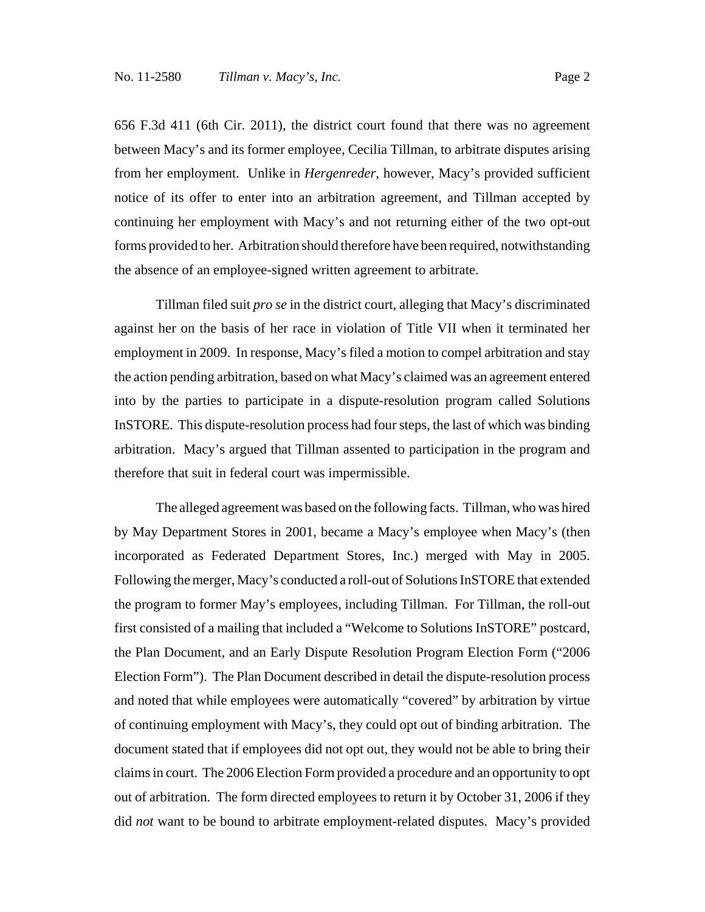656 F.3d 411 (6th Cir. 2011), the district court found that there was no agreement between Macy's and its former employee, Cecilia Tillman, to arbitrate disputes arising from her employment. Unlike in *Hergenreder*, however, Macy's provided sufficient notice of its offer to enter into an arbitration agreement, and Tillman accepted by continuing her employment with Macy's and not returning either of the two opt-out forms provided to her. Arbitration should therefore have been required, notwithstanding the absence of an employee-signed written agreement to arbitrate.

Tillman filed suit *pro se* in the district court, alleging that Macy's discriminated against her on the basis of her race in violation of Title VII when it terminated her employment in 2009. In response, Macy's filed a motion to compel arbitration and stay the action pending arbitration, based on what Macy's claimed was an agreement entered into by the parties to participate in a dispute-resolution program called Solutions InSTORE. This dispute-resolution process had four steps, the last of which was binding arbitration. Macy's argued that Tillman assented to participation in the program and therefore that suit in federal court was impermissible.

The alleged agreement was based on the following facts. Tillman, who was hired by May Department Stores in 2001, became a Macy's employee when Macy's (then incorporated as Federated Department Stores, Inc.) merged with May in 2005. Following the merger, Macy's conducted a roll-out of Solutions InSTORE that extended the program to former May's employees, including Tillman. For Tillman, the roll-out first consisted of a mailing that included a "Welcome to Solutions InSTORE" postcard, the Plan Document, and an Early Dispute Resolution Program Election Form ("2006 Election Form"). The Plan Document described in detail the dispute-resolution process and noted that while employees were automatically "covered" by arbitration by virtue of continuing employment with Macy's, they could opt out of binding arbitration. The document stated that if employees did not opt out, they would not be able to bring their claims in court. The 2006 Election Form provided a procedure and an opportunity to opt out of arbitration. The form directed employees to return it by October 31, 2006 if they did *not* want to be bound to arbitrate employment-related disputes. Macy's provided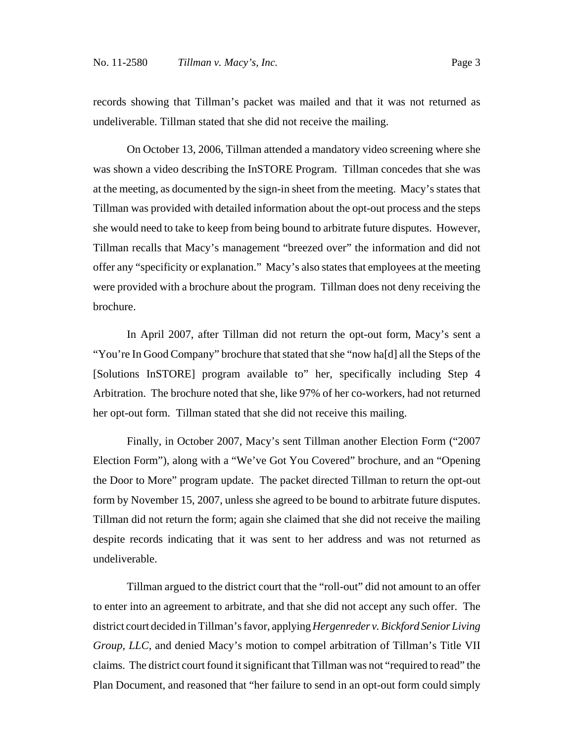records showing that Tillman's packet was mailed and that it was not returned as undeliverable. Tillman stated that she did not receive the mailing.

On October 13, 2006, Tillman attended a mandatory video screening where she was shown a video describing the InSTORE Program. Tillman concedes that she was at the meeting, as documented by the sign-in sheet from the meeting. Macy's states that Tillman was provided with detailed information about the opt-out process and the steps she would need to take to keep from being bound to arbitrate future disputes. However, Tillman recalls that Macy's management "breezed over" the information and did not offer any "specificity or explanation." Macy's also states that employees at the meeting were provided with a brochure about the program. Tillman does not deny receiving the brochure.

In April 2007, after Tillman did not return the opt-out form, Macy's sent a "You're In Good Company" brochure that stated that she "now ha[d] all the Steps of the [Solutions InSTORE] program available to" her, specifically including Step 4 Arbitration. The brochure noted that she, like 97% of her co-workers, had not returned her opt-out form. Tillman stated that she did not receive this mailing.

Finally, in October 2007, Macy's sent Tillman another Election Form ("2007 Election Form"), along with a "We've Got You Covered" brochure, and an "Opening the Door to More" program update. The packet directed Tillman to return the opt-out form by November 15, 2007, unless she agreed to be bound to arbitrate future disputes. Tillman did not return the form; again she claimed that she did not receive the mailing despite records indicating that it was sent to her address and was not returned as undeliverable.

Tillman argued to the district court that the "roll-out" did not amount to an offer to enter into an agreement to arbitrate, and that she did not accept any such offer. The district court decided in Tillman's favor, applying *Hergenreder v. Bickford Senior Living Group, LLC*, and denied Macy's motion to compel arbitration of Tillman's Title VII claims. The district court found it significant that Tillman was not "required to read" the Plan Document, and reasoned that "her failure to send in an opt-out form could simply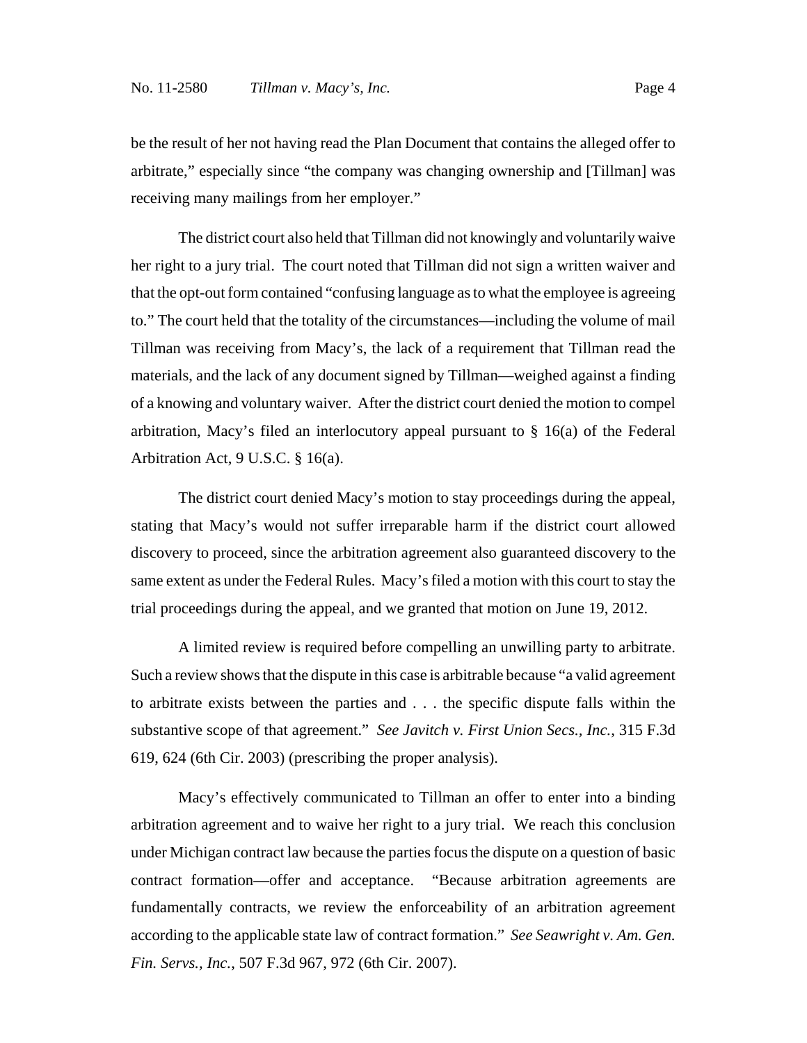be the result of her not having read the Plan Document that contains the alleged offer to arbitrate," especially since "the company was changing ownership and [Tillman] was receiving many mailings from her employer."

The district court also held that Tillman did not knowingly and voluntarily waive her right to a jury trial. The court noted that Tillman did not sign a written waiver and that the opt-out form contained "confusing language as to what the employee is agreeing to." The court held that the totality of the circumstances—including the volume of mail Tillman was receiving from Macy's, the lack of a requirement that Tillman read the materials, and the lack of any document signed by Tillman—weighed against a finding of a knowing and voluntary waiver. After the district court denied the motion to compel arbitration, Macy's filed an interlocutory appeal pursuant to § 16(a) of the Federal Arbitration Act, 9 U.S.C. § 16(a).

The district court denied Macy's motion to stay proceedings during the appeal, stating that Macy's would not suffer irreparable harm if the district court allowed discovery to proceed, since the arbitration agreement also guaranteed discovery to the same extent as under the Federal Rules. Macy's filed a motion with this court to stay the trial proceedings during the appeal, and we granted that motion on June 19, 2012.

A limited review is required before compelling an unwilling party to arbitrate. Such a review shows that the dispute in this case is arbitrable because "a valid agreement to arbitrate exists between the parties and . . . the specific dispute falls within the substantive scope of that agreement." *See Javitch v. First Union Secs., Inc.*, 315 F.3d 619, 624 (6th Cir. 2003) (prescribing the proper analysis).

Macy's effectively communicated to Tillman an offer to enter into a binding arbitration agreement and to waive her right to a jury trial. We reach this conclusion under Michigan contract law because the parties focus the dispute on a question of basic contract formation—offer and acceptance. "Because arbitration agreements are fundamentally contracts, we review the enforceability of an arbitration agreement according to the applicable state law of contract formation." *See Seawright v. Am. Gen. Fin. Servs., Inc.*, 507 F.3d 967, 972 (6th Cir. 2007).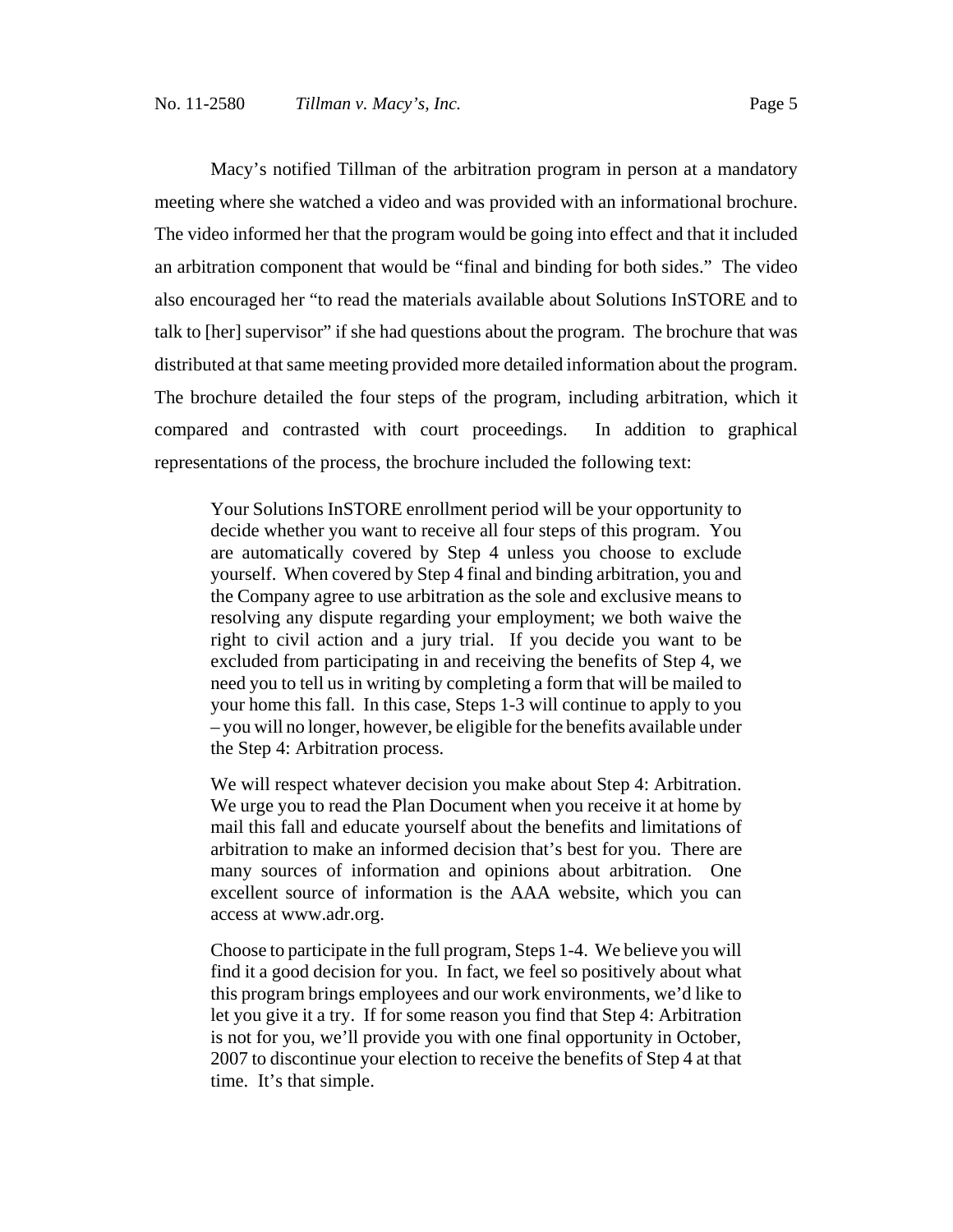Macy's notified Tillman of the arbitration program in person at a mandatory meeting where she watched a video and was provided with an informational brochure. The video informed her that the program would be going into effect and that it included an arbitration component that would be "final and binding for both sides." The video also encouraged her "to read the materials available about Solutions InSTORE and to talk to [her] supervisor" if she had questions about the program. The brochure that was distributed at that same meeting provided more detailed information about the program. The brochure detailed the four steps of the program, including arbitration, which it compared and contrasted with court proceedings. In addition to graphical representations of the process, the brochure included the following text:

> Your Solutions InSTORE enrollment period will be your opportunity to decide whether you want to receive all four steps of this program. You are automatically covered by Step 4 unless you choose to exclude yourself. When covered by Step 4 final and binding arbitration, you and the Company agree to use arbitration as the sole and exclusive means to resolving any dispute regarding your employment; we both waive the right to civil action and a jury trial. If you decide you want to be excluded from participating in and receiving the benefits of Step 4, we need you to tell us in writing by completing a form that will be mailed to your home this fall. In this case, Steps 1-3 will continue to apply to you – you will no longer, however, be eligible for the benefits available under the Step 4: Arbitration process.
>
> We will respect whatever decision you make about Step 4: Arbitration. We urge you to read the Plan Document when you receive it at home by mail this fall and educate yourself about the benefits and limitations of arbitration to make an informed decision that's best for you. There are many sources of information and opinions about arbitration. One excellent source of information is the AAA website, which you can access at www.adr.org.
>
> Choose to participate in the full program, Steps 1-4. We believe you will find it a good decision for you. In fact, we feel so positively about what this program brings employees and our work environments, we'd like to let you give it a try. If for some reason you find that Step 4: Arbitration is not for you, we'll provide you with one final opportunity in October, 2007 to discontinue your election to receive the benefits of Step 4 at that time. It's that simple.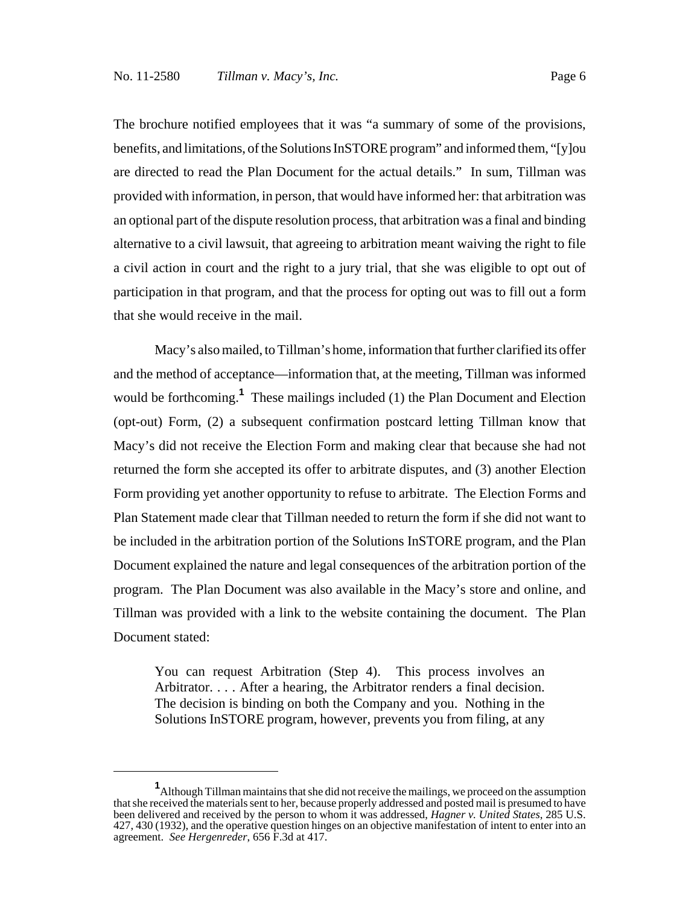The brochure notified employees that it was "a summary of some of the provisions, benefits, and limitations, of the Solutions InSTORE program" and informed them, "[y]ou are directed to read the Plan Document for the actual details." In sum, Tillman was provided with information, in person, that would have informed her: that arbitration was an optional part of the dispute resolution process, that arbitration was a final and binding alternative to a civil lawsuit, that agreeing to arbitration meant waiving the right to file a civil action in court and the right to a jury trial, that she was eligible to opt out of participation in that program, and that the process for opting out was to fill out a form that she would receive in the mail.

Macy's also mailed, to Tillman's home, information that further clarified its offer and the method of acceptance—information that, at the meeting, Tillman was informed would be forthcoming.[1] These mailings included (1) the Plan Document and Election (opt-out) Form, (2) a subsequent confirmation postcard letting Tillman know that Macy's did not receive the Election Form and making clear that because she had not returned the form she accepted its offer to arbitrate disputes, and (3) another Election Form providing yet another opportunity to refuse to arbitrate. The Election Forms and Plan Statement made clear that Tillman needed to return the form if she did not want to be included in the arbitration portion of the Solutions InSTORE program, and the Plan Document explained the nature and legal consequences of the arbitration portion of the program. The Plan Document was also available in the Macy's store and online, and Tillman was provided with a link to the website containing the document. The Plan Document stated:

> You can request Arbitration (Step 4). This process involves an Arbitrator. . . . After a hearing, the Arbitrator renders a final decision. The decision is binding on both the Company and you. Nothing in the Solutions InSTORE program, however, prevents you from filing, at any

[1] Although Tillman maintains that she did not receive the mailings, we proceed on the assumption that she received the materials sent to her, because properly addressed and posted mail is presumed to have been delivered and received by the person to whom it was addressed, *Hagner v. United States*, 285 U.S. 427, 430 (1932), and the operative question hinges on an objective manifestation of intent to enter into an agreement. *See Hergenreder*, 656 F.3d at 417.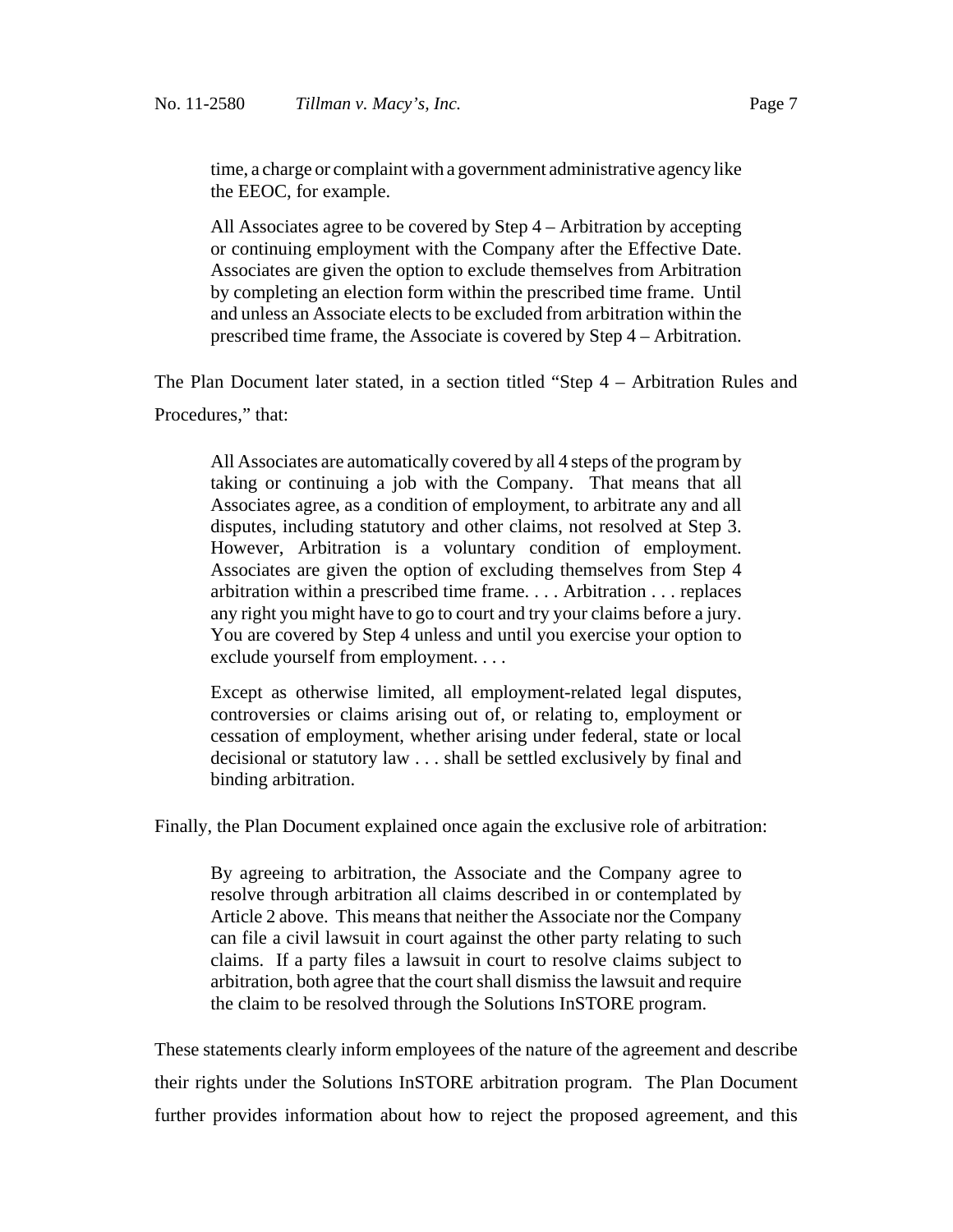> time, a charge or complaint with a government administrative agency like the EEOC, for example.
>
> All Associates agree to be covered by Step 4 – Arbitration by accepting or continuing employment with the Company after the Effective Date. Associates are given the option to exclude themselves from Arbitration by completing an election form within the prescribed time frame. Until and unless an Associate elects to be excluded from arbitration within the prescribed time frame, the Associate is covered by Step 4 – Arbitration.

The Plan Document later stated, in a section titled "Step 4 – Arbitration Rules and Procedures," that:

> All Associates are automatically covered by all 4 steps of the program by taking or continuing a job with the Company. That means that all Associates agree, as a condition of employment, to arbitrate any and all disputes, including statutory and other claims, not resolved at Step 3. However, Arbitration is a voluntary condition of employment. Associates are given the option of excluding themselves from Step 4 arbitration within a prescribed time frame. . . . Arbitration . . . replaces any right you might have to go to court and try your claims before a jury. You are covered by Step 4 unless and until you exercise your option to exclude yourself from employment. . . .
>
> Except as otherwise limited, all employment-related legal disputes, controversies or claims arising out of, or relating to, employment or cessation of employment, whether arising under federal, state or local decisional or statutory law . . . shall be settled exclusively by final and binding arbitration.

Finally, the Plan Document explained once again the exclusive role of arbitration:

> By agreeing to arbitration, the Associate and the Company agree to resolve through arbitration all claims described in or contemplated by Article 2 above. This means that neither the Associate nor the Company can file a civil lawsuit in court against the other party relating to such claims. If a party files a lawsuit in court to resolve claims subject to arbitration, both agree that the court shall dismiss the lawsuit and require the claim to be resolved through the Solutions InSTORE program.

These statements clearly inform employees of the nature of the agreement and describe their rights under the Solutions InSTORE arbitration program. The Plan Document further provides information about how to reject the proposed agreement, and this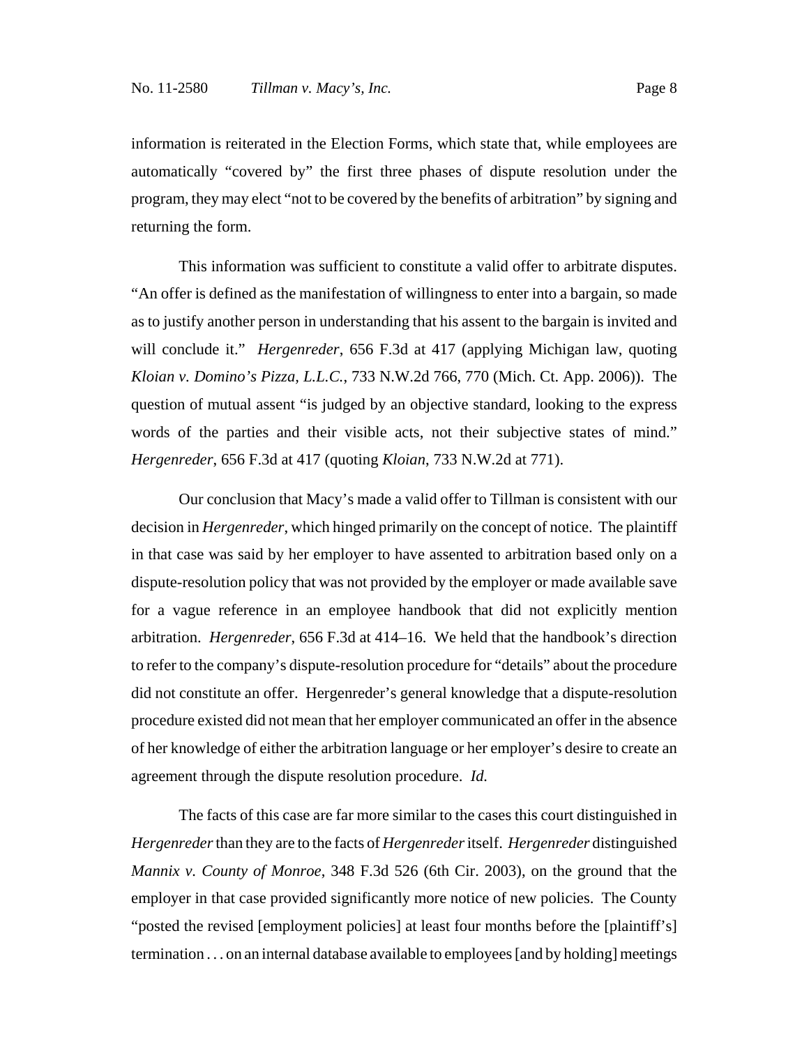information is reiterated in the Election Forms, which state that, while employees are automatically "covered by" the first three phases of dispute resolution under the program, they may elect "not to be covered by the benefits of arbitration" by signing and returning the form.

This information was sufficient to constitute a valid offer to arbitrate disputes. "An offer is defined as the manifestation of willingness to enter into a bargain, so made as to justify another person in understanding that his assent to the bargain is invited and will conclude it." *Hergenreder*, 656 F.3d at 417 (applying Michigan law, quoting *Kloian v. Domino's Pizza, L.L.C.*, 733 N.W.2d 766, 770 (Mich. Ct. App. 2006)). The question of mutual assent "is judged by an objective standard, looking to the express words of the parties and their visible acts, not their subjective states of mind." *Hergenreder*, 656 F.3d at 417 (quoting *Kloian*, 733 N.W.2d at 771).

Our conclusion that Macy's made a valid offer to Tillman is consistent with our decision in *Hergenreder*, which hinged primarily on the concept of notice. The plaintiff in that case was said by her employer to have assented to arbitration based only on a dispute-resolution policy that was not provided by the employer or made available save for a vague reference in an employee handbook that did not explicitly mention arbitration. *Hergenreder*, 656 F.3d at 414–16. We held that the handbook's direction to refer to the company's dispute-resolution procedure for "details" about the procedure did not constitute an offer. Hergenreder's general knowledge that a dispute-resolution procedure existed did not mean that her employer communicated an offer in the absence of her knowledge of either the arbitration language or her employer's desire to create an agreement through the dispute resolution procedure. *Id.*

The facts of this case are far more similar to the cases this court distinguished in *Hergenreder* than they are to the facts of *Hergenreder* itself. *Hergenreder* distinguished *Mannix v. County of Monroe*, 348 F.3d 526 (6th Cir. 2003), on the ground that the employer in that case provided significantly more notice of new policies. The County "posted the revised [employment policies] at least four months before the [plaintiff's] termination . . . on an internal database available to employees [and by holding] meetings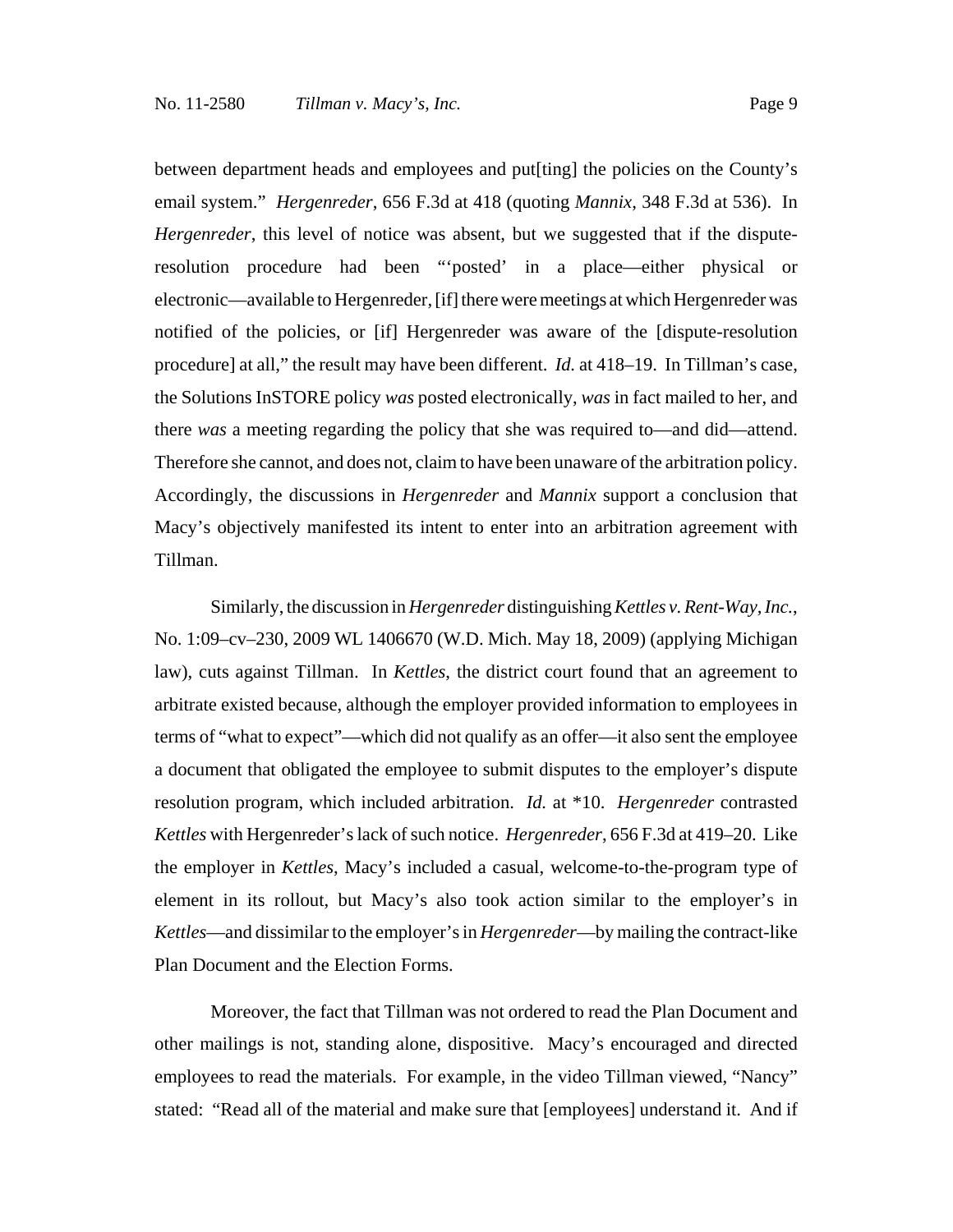between department heads and employees and put[ting] the policies on the County's email system." *Hergenreder*, 656 F.3d at 418 (quoting *Mannix*, 348 F.3d at 536). In *Hergenreder*, this level of notice was absent, but we suggested that if the dispute-resolution procedure had been "'posted' in a place—either physical or electronic—available to Hergenreder, [if] there were meetings at which Hergenreder was notified of the policies, or [if] Hergenreder was aware of the [dispute-resolution procedure] at all," the result may have been different. *Id.* at 418–19. In Tillman's case, the Solutions InSTORE policy *was* posted electronically, *was* in fact mailed to her, and there *was* a meeting regarding the policy that she was required to—and did—attend. Therefore she cannot, and does not, claim to have been unaware of the arbitration policy. Accordingly, the discussions in *Hergenreder* and *Mannix* support a conclusion that Macy's objectively manifested its intent to enter into an arbitration agreement with Tillman.

Similarly, the discussion in *Hergenreder* distinguishing *Kettles v. Rent-Way, Inc.*, No. 1:09–cv–230, 2009 WL 1406670 (W.D. Mich. May 18, 2009) (applying Michigan law), cuts against Tillman. In *Kettles*, the district court found that an agreement to arbitrate existed because, although the employer provided information to employees in terms of "what to expect"—which did not qualify as an offer—it also sent the employee a document that obligated the employee to submit disputes to the employer's dispute resolution program, which included arbitration. *Id.* at *10. *Hergenreder* contrasted *Kettles* with Hergenreder's lack of such notice. *Hergenreder*, 656 F.3d at 419–20. Like the employer in *Kettles*, Macy's included a casual, welcome-to-the-program type of element in its rollout, but Macy's also took action similar to the employer's in *Kettles*—and dissimilar to the employer's in *Hergenreder*—by mailing the contract-like Plan Document and the Election Forms.

Moreover, the fact that Tillman was not ordered to read the Plan Document and other mailings is not, standing alone, dispositive. Macy's encouraged and directed employees to read the materials. For example, in the video Tillman viewed, "Nancy" stated: "Read all of the material and make sure that [employees] understand it. And if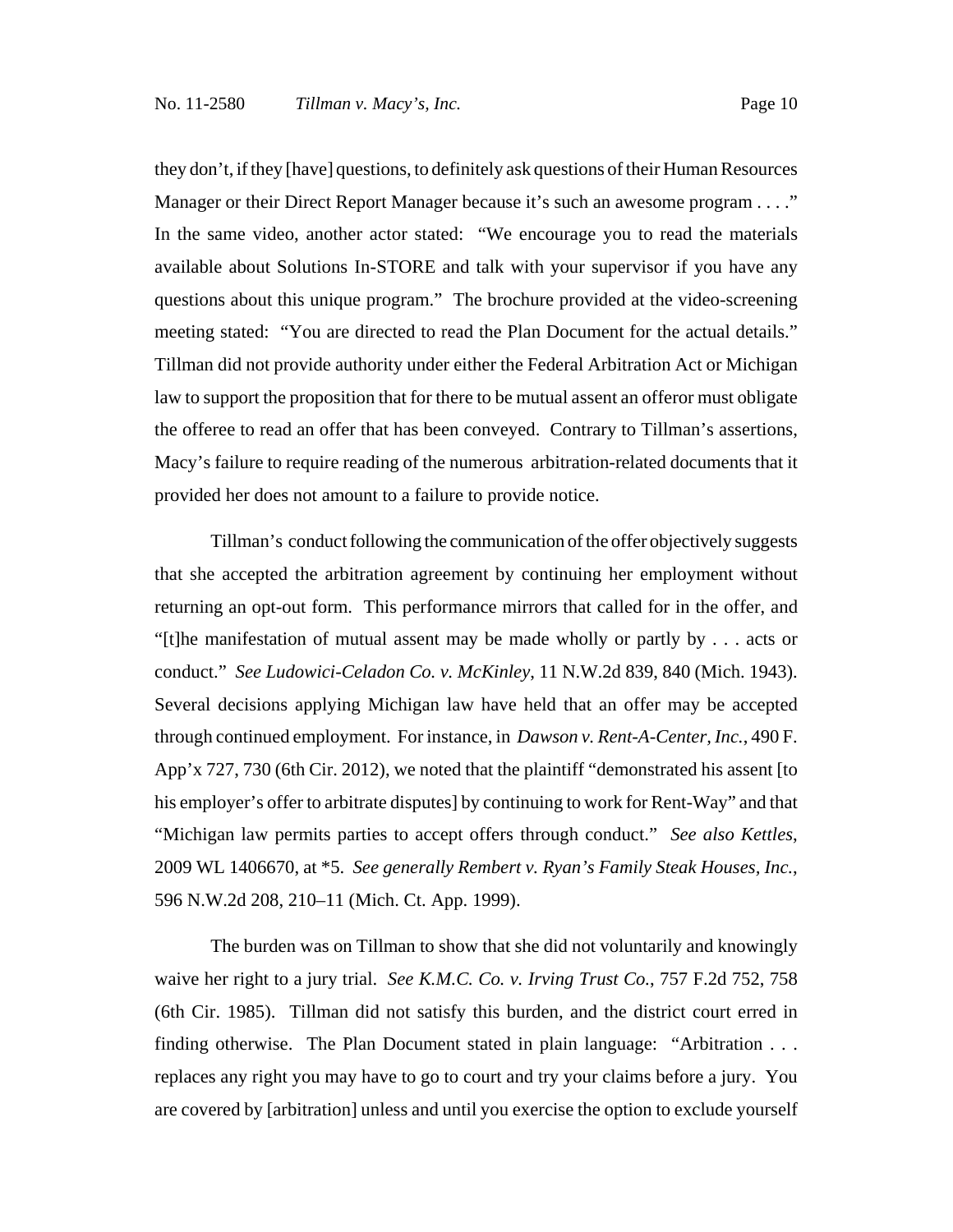they don't, if they [have] questions, to definitely ask questions of their Human Resources Manager or their Direct Report Manager because it's such an awesome program . . . ." In the same video, another actor stated: "We encourage you to read the materials available about Solutions In-STORE and talk with your supervisor if you have any questions about this unique program." The brochure provided at the video-screening meeting stated: "You are directed to read the Plan Document for the actual details." Tillman did not provide authority under either the Federal Arbitration Act or Michigan law to support the proposition that for there to be mutual assent an offeror must obligate the offeree to read an offer that has been conveyed. Contrary to Tillman's assertions, Macy's failure to require reading of the numerous arbitration-related documents that it provided her does not amount to a failure to provide notice.

Tillman's conduct following the communication of the offer objectively suggests that she accepted the arbitration agreement by continuing her employment without returning an opt-out form. This performance mirrors that called for in the offer, and "[t]he manifestation of mutual assent may be made wholly or partly by . . . acts or conduct." *See Ludowici-Celadon Co. v. McKinley*, 11 N.W.2d 839, 840 (Mich. 1943). Several decisions applying Michigan law have held that an offer may be accepted through continued employment. For instance, in *Dawson v. Rent-A-Center, Inc.*, 490 F. App'x 727, 730 (6th Cir. 2012), we noted that the plaintiff "demonstrated his assent [to his employer's offer to arbitrate disputes] by continuing to work for Rent-Way" and that "Michigan law permits parties to accept offers through conduct." *See also Kettles*, 2009 WL 1406670, at *5. *See generally Rembert v. Ryan's Family Steak Houses, Inc.*, 596 N.W.2d 208, 210–11 (Mich. Ct. App. 1999).

The burden was on Tillman to show that she did not voluntarily and knowingly waive her right to a jury trial. *See K.M.C. Co. v. Irving Trust Co.*, 757 F.2d 752, 758 (6th Cir. 1985). Tillman did not satisfy this burden, and the district court erred in finding otherwise. The Plan Document stated in plain language: "Arbitration . . . replaces any right you may have to go to court and try your claims before a jury. You are covered by [arbitration] unless and until you exercise the option to exclude yourself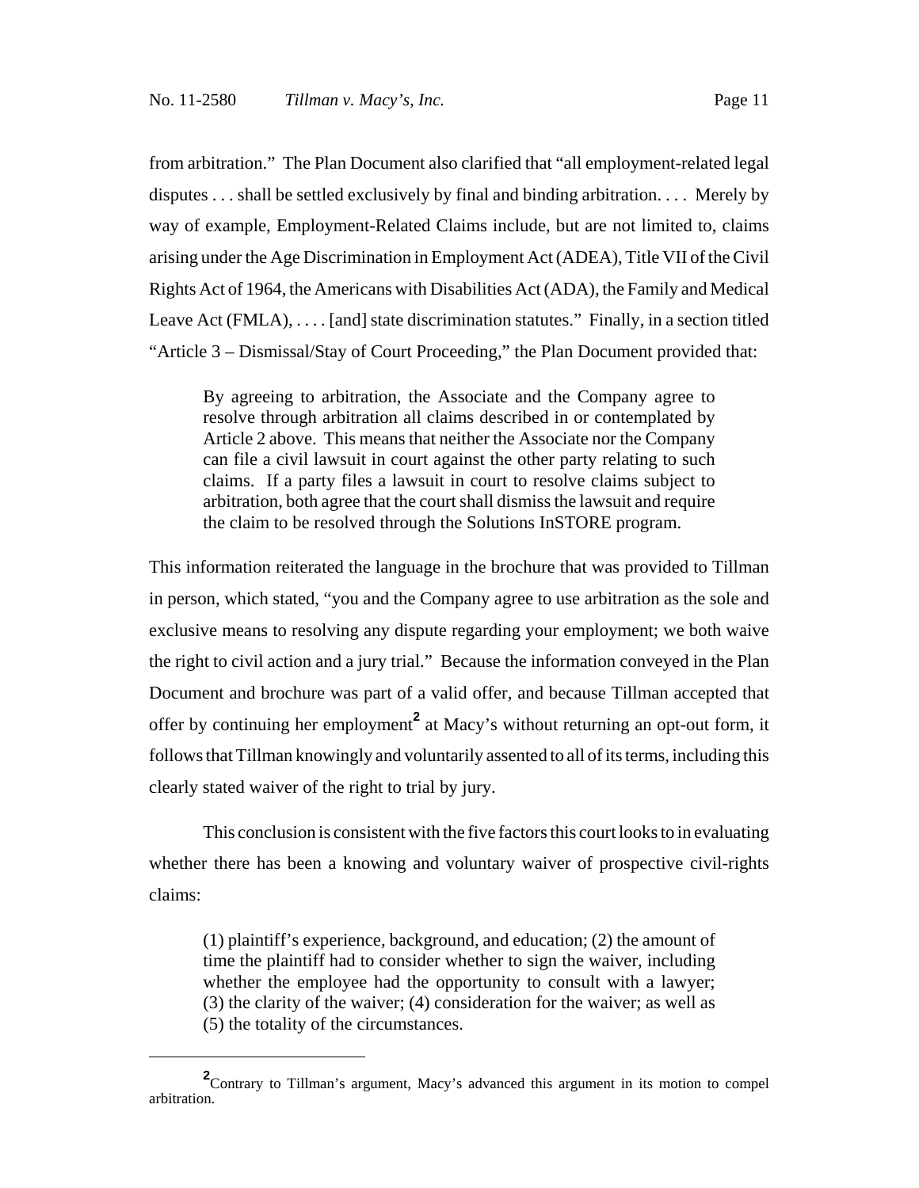from arbitration." The Plan Document also clarified that "all employment-related legal disputes . . . shall be settled exclusively by final and binding arbitration. . . . Merely by way of example, Employment-Related Claims include, but are not limited to, claims arising under the Age Discrimination in Employment Act (ADEA), Title VII of the Civil Rights Act of 1964, the Americans with Disabilities Act (ADA), the Family and Medical Leave Act (FMLA), . . . . [and] state discrimination statutes." Finally, in a section titled "Article 3 – Dismissal/Stay of Court Proceeding," the Plan Document provided that:

> By agreeing to arbitration, the Associate and the Company agree to resolve through arbitration all claims described in or contemplated by Article 2 above. This means that neither the Associate nor the Company can file a civil lawsuit in court against the other party relating to such claims. If a party files a lawsuit in court to resolve claims subject to arbitration, both agree that the court shall dismiss the lawsuit and require the claim to be resolved through the Solutions InSTORE program.

This information reiterated the language in the brochure that was provided to Tillman in person, which stated, "you and the Company agree to use arbitration as the sole and exclusive means to resolving any dispute regarding your employment; we both waive the right to civil action and a jury trial." Because the information conveyed in the Plan Document and brochure was part of a valid offer, and because Tillman accepted that offer by continuing her employment[2] at Macy's without returning an opt-out form, it follows that Tillman knowingly and voluntarily assented to all of its terms, including this clearly stated waiver of the right to trial by jury.

This conclusion is consistent with the five factors this court looks to in evaluating whether there has been a knowing and voluntary waiver of prospective civil-rights claims:

> (1) plaintiff's experience, background, and education; (2) the amount of time the plaintiff had to consider whether to sign the waiver, including whether the employee had the opportunity to consult with a lawyer; (3) the clarity of the waiver; (4) consideration for the waiver; as well as (5) the totality of the circumstances.

---

[2] Contrary to Tillman's argument, Macy's advanced this argument in its motion to compel arbitration.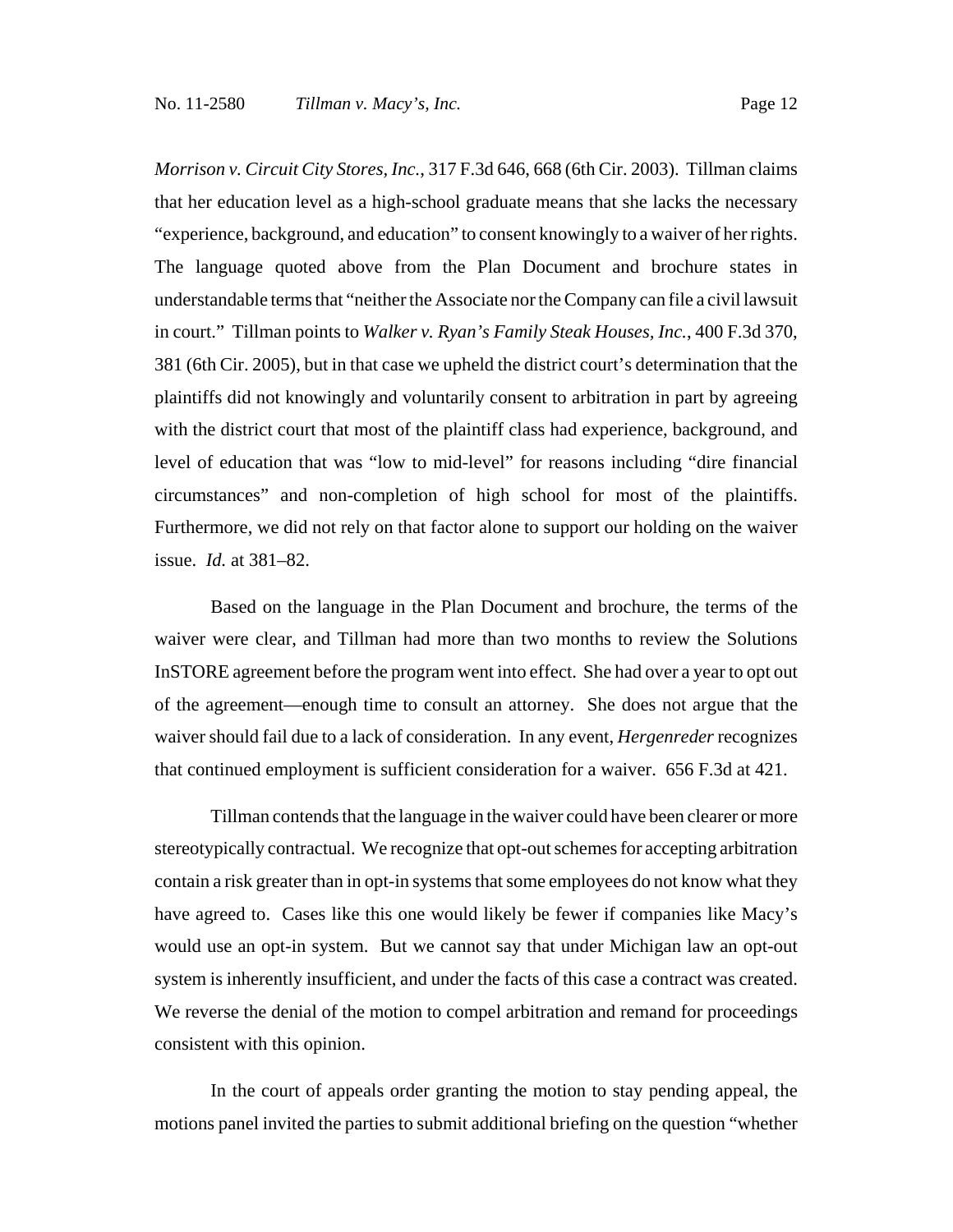*Morrison v. Circuit City Stores, Inc.*, 317 F.3d 646, 668 (6th Cir. 2003). Tillman claims that her education level as a high-school graduate means that she lacks the necessary "experience, background, and education" to consent knowingly to a waiver of her rights. The language quoted above from the Plan Document and brochure states in understandable terms that "neither the Associate nor the Company can file a civil lawsuit in court." Tillman points to *Walker v. Ryan's Family Steak Houses, Inc.*, 400 F.3d 370, 381 (6th Cir. 2005), but in that case we upheld the district court's determination that the plaintiffs did not knowingly and voluntarily consent to arbitration in part by agreeing with the district court that most of the plaintiff class had experience, background, and level of education that was "low to mid-level" for reasons including "dire financial circumstances" and non-completion of high school for most of the plaintiffs. Furthermore, we did not rely on that factor alone to support our holding on the waiver issue. *Id.* at 381–82.

Based on the language in the Plan Document and brochure, the terms of the waiver were clear, and Tillman had more than two months to review the Solutions InSTORE agreement before the program went into effect. She had over a year to opt out of the agreement—enough time to consult an attorney. She does not argue that the waiver should fail due to a lack of consideration. In any event, *Hergenreder* recognizes that continued employment is sufficient consideration for a waiver. 656 F.3d at 421.

Tillman contends that the language in the waiver could have been clearer or more stereotypically contractual. We recognize that opt-out schemes for accepting arbitration contain a risk greater than in opt-in systems that some employees do not know what they have agreed to. Cases like this one would likely be fewer if companies like Macy's would use an opt-in system. But we cannot say that under Michigan law an opt-out system is inherently insufficient, and under the facts of this case a contract was created. We reverse the denial of the motion to compel arbitration and remand for proceedings consistent with this opinion.

In the court of appeals order granting the motion to stay pending appeal, the motions panel invited the parties to submit additional briefing on the question "whether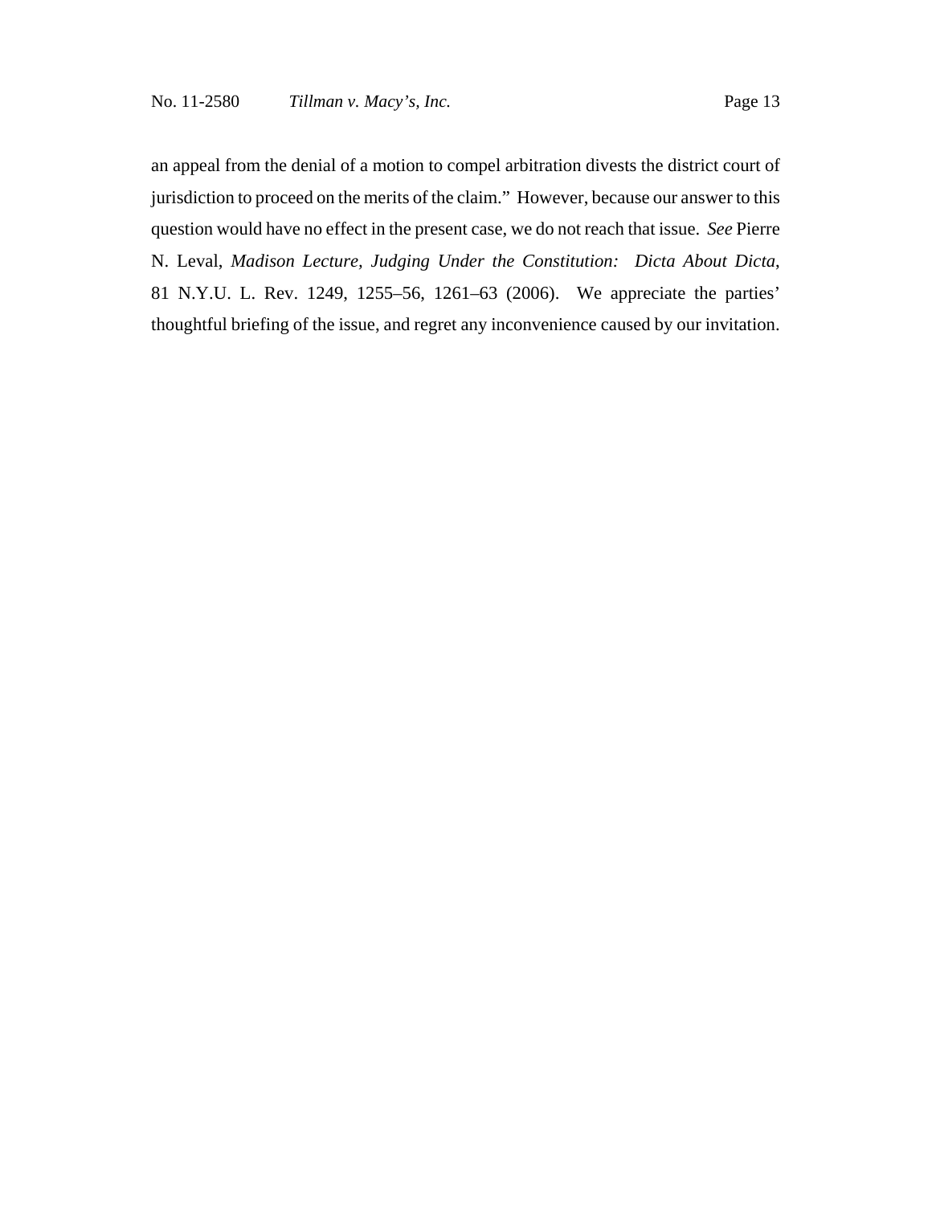an appeal from the denial of a motion to compel arbitration divests the district court of jurisdiction to proceed on the merits of the claim." However, because our answer to this question would have no effect in the present case, we do not reach that issue. *See* Pierre N. Leval, *Madison Lecture, Judging Under the Constitution: Dicta About Dicta*, 81 N.Y.U. L. Rev. 1249, 1255–56, 1261–63 (2006). We appreciate the parties' thoughtful briefing of the issue, and regret any inconvenience caused by our invitation.